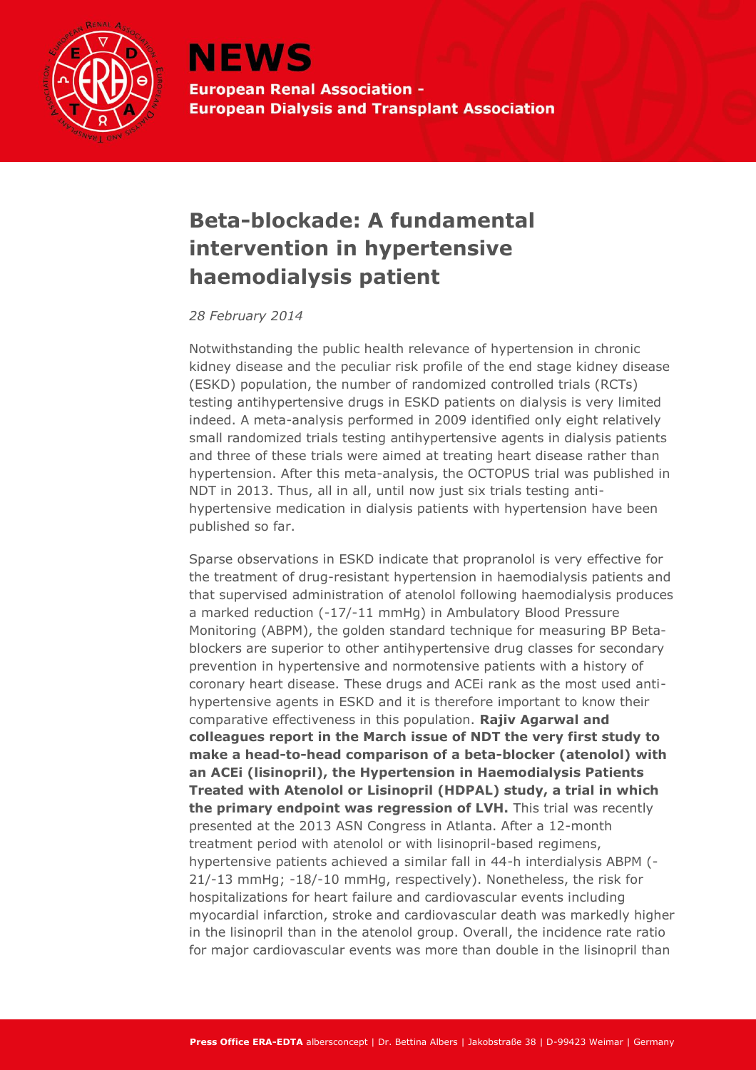# NEWS

**European Renal Association - European Dialysis and Transplant Association**

## Beta-blockade: A fundamental intervention in hypertensive haemodialysis patient

*28 February 2014*

Notwithstanding the public health relevance of hypertension in chronic kidney disease and the peculiar risk profile of the end stage kidney disease (ESKD) population, the number of randomized controlled trials (RCTs) testing antihypertensive drugs in ESKD patients on dialysis is very limited indeed. A meta-analysis performed in 2009 identified only eight relatively small randomized trials testing antihypertensive agents in dialysis patients and three of these trials were aimed at treating heart disease rather than hypertension. After this meta-analysis, the OCTOPUS trial was published in NDT in 2013. Thus, all in all, until now just six trials testing anti-hypertensive medication in dialysis patients with hypertension have been published so far.

Sparse observations in ESKD indicate that propranolol is very effective for the treatment of drug-resistant hypertension in haemodialysis patients and that supervised administration of atenolol following haemodialysis produces a marked reduction (-17/-11 mmHg) in Ambulatory Blood Pressure Monitoring (ABPM), the golden standard technique for measuring BP Beta-blockers are superior to other antihypertensive drug classes for secondary prevention in hypertensive and normotensive patients with a history of coronary heart disease. These drugs and ACEi rank as the most used anti-hypertensive agents in ESKD and it is therefore important to know their comparative effectiveness in this population. **Rajiv Agarwal and colleagues report in the March issue of NDT the very first study to make a head-to-head comparison of a beta-blocker (atenolol) with an ACEi (lisinopril), the Hypertension in Haemodialysis Patients Treated with Atenolol or Lisinopril (HDPAL) study, a trial in which the primary endpoint was regression of LVH.** This trial was recently presented at the 2013 ASN Congress in Atlanta. After a 12-month treatment period with atenolol or with lisinopril-based regimens, hypertensive patients achieved a similar fall in 44-h interdialysis ABPM (-21/-13 mmHg; -18/-10 mmHg, respectively). Nonetheless, the risk for hospitalizations for heart failure and cardiovascular events including myocardial infarction, stroke and cardiovascular death was markedly higher in the lisinopril than in the atenolol group. Overall, the incidence rate ratio for major cardiovascular events was more than double in the lisinopril than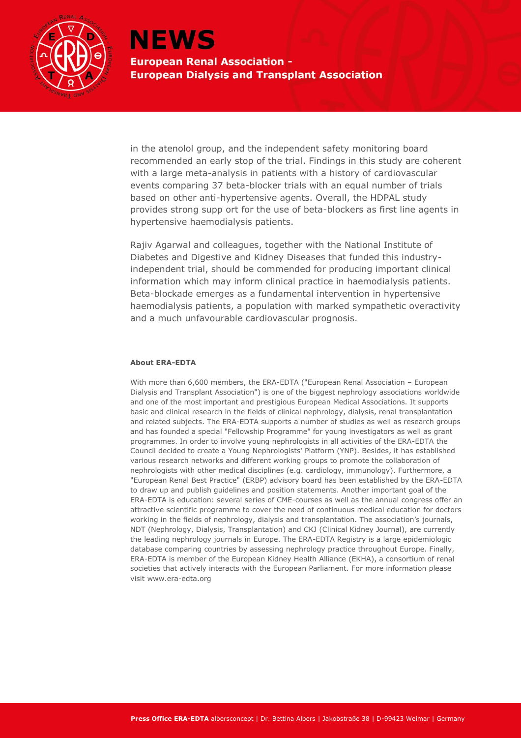in the atenolol group, and the independent safety monitoring board recommended an early stop of the trial. Findings in this study are coherent with a large meta-analysis in patients with a history of cardiovascular events comparing 37 beta-blocker trials with an equal number of trials based on other anti-hypertensive agents. Overall, the HDPAL study provides strong supp ort for the use of beta-blockers as first line agents in hypertensive haemodialysis patients.

Rajiv Agarwal and colleagues, together with the National Institute of Diabetes and Digestive and Kidney Diseases that funded this industry-independent trial, should be commended for producing important clinical information which may inform clinical practice in haemodialysis patients. Beta-blockade emerges as a fundamental intervention in hypertensive haemodialysis patients, a population with marked sympathetic overactivity and a much unfavourable cardiovascular prognosis.

**About ERA-EDTA**

With more than 6,600 members, the ERA-EDTA ("European Renal Association – European Dialysis and Transplant Association") is one of the biggest nephrology associations worldwide and one of the most important and prestigious European Medical Associations. It supports basic and clinical research in the fields of clinical nephrology, dialysis, renal transplantation and related subjects. The ERA-EDTA supports a number of studies as well as research groups and has founded a special "Fellowship Programme" for young investigators as well as grant programmes. In order to involve young nephrologists in all activities of the ERA-EDTA the Council decided to create a Young Nephrologists' Platform (YNP). Besides, it has established various research networks and different working groups to promote the collaboration of nephrologists with other medical disciplines (e.g. cardiology, immunology). Furthermore, a "European Renal Best Practice" (ERBP) advisory board has been established by the ERA-EDTA to draw up and publish guidelines and position statements. Another important goal of the ERA-EDTA is education: several series of CME-courses as well as the annual congress offer an attractive scientific programme to cover the need of continuous medical education for doctors working in the fields of nephrology, dialysis and transplantation. The association's journals, NDT (Nephrology, Dialysis, Transplantation) and CKJ (Clinical Kidney Journal), are currently the leading nephrology journals in Europe. The ERA-EDTA Registry is a large epidemiologic database comparing countries by assessing nephrology practice throughout Europe. Finally, ERA-EDTA is member of the European Kidney Health Alliance (EKHA), a consortium of renal societies that actively interacts with the European Parliament. For more information please visit www.era-edta.org